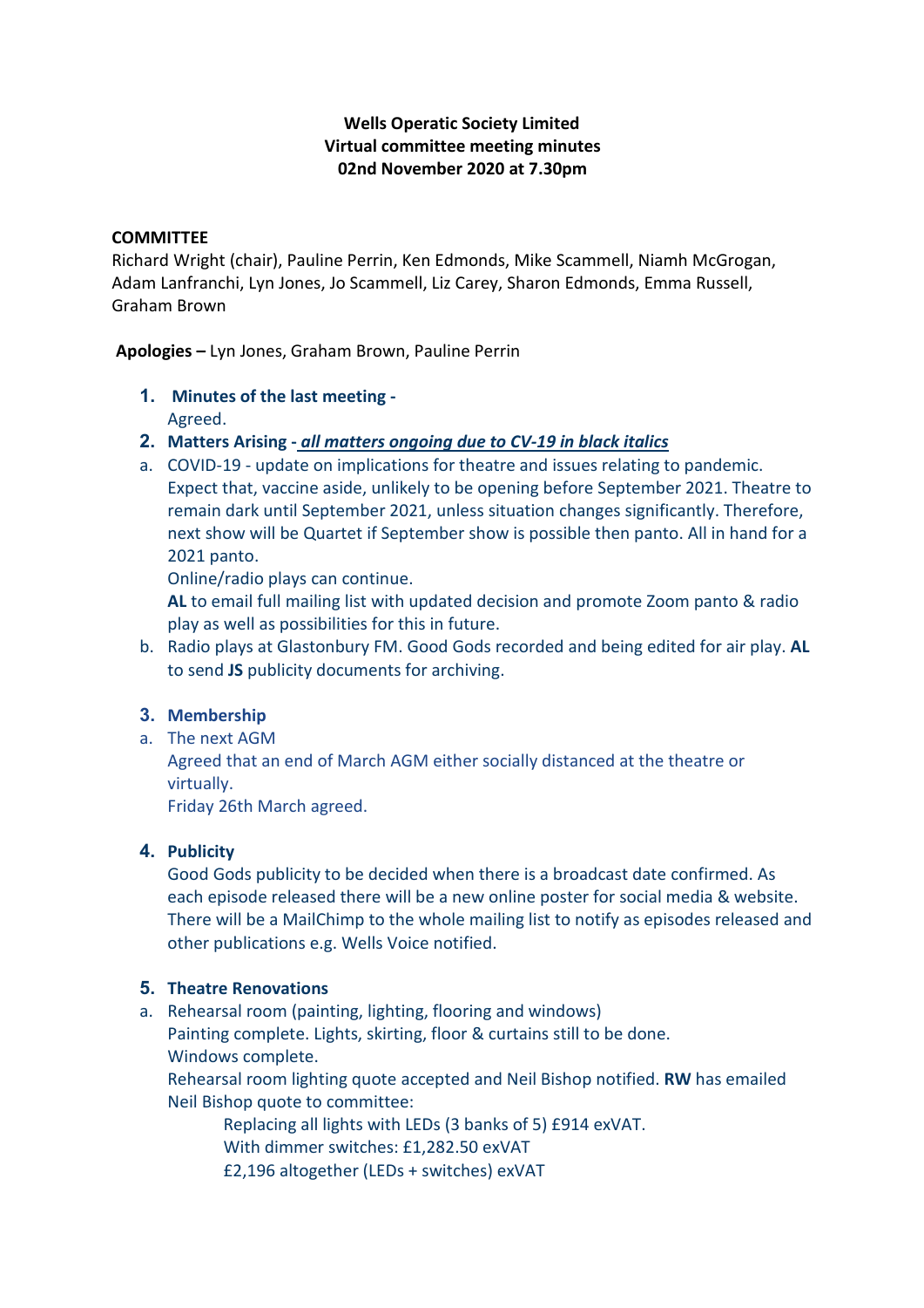**Wells Operatic Society Limited**
**Virtual committee meeting minutes**
**02nd November 2020 at 7.30pm**

**COMMITTEE**

Richard Wright (chair), Pauline Perrin, Ken Edmonds, Mike Scammell, Niamh McGrogan, Adam Lanfranchi, Lyn Jones, Jo Scammell, Liz Carey, Sharon Edmonds, Emma Russell, Graham Brown

**Apologies –** Lyn Jones, Graham Brown, Pauline Perrin

1. **Minutes of the last meeting -**
   Agreed.
2. **Matters Arising -** ***all matters ongoing due to CV-19 in black italics***
   a. COVID-19 - update on implications for theatre and issues relating to pandemic. Expect that, vaccine aside, unlikely to be opening before September 2021. Theatre to remain dark until September 2021, unless situation changes significantly. Therefore, next show will be Quartet if September show is possible then panto. All in hand for a 2021 panto.
   Online/radio plays can continue.
   **AL** to email full mailing list with updated decision and promote Zoom panto & radio play as well as possibilities for this in future.
   b. Radio plays at Glastonbury FM. Good Gods recorded and being edited for air play. **AL** to send **JS** publicity documents for archiving.
3. **Membership**
   a. The next AGM
   Agreed that an end of March AGM either socially distanced at the theatre or virtually.
   Friday 26th March agreed.
4. **Publicity**
   Good Gods publicity to be decided when there is a broadcast date confirmed. As each episode released there will be a new online poster for social media & website. There will be a MailChimp to the whole mailing list to notify as episodes released and other publications e.g. Wells Voice notified.
5. **Theatre Renovations**
   a. Rehearsal room (painting, lighting, flooring and windows)
   Painting complete. Lights, skirting, floor & curtains still to be done.
   Windows complete.
   Rehearsal room lighting quote accepted and Neil Bishop notified. **RW** has emailed Neil Bishop quote to committee:
      Replacing all lights with LEDs (3 banks of 5) £914 exVAT.
      With dimmer switches: £1,282.50 exVAT
      £2,196 altogether (LEDs + switches) exVAT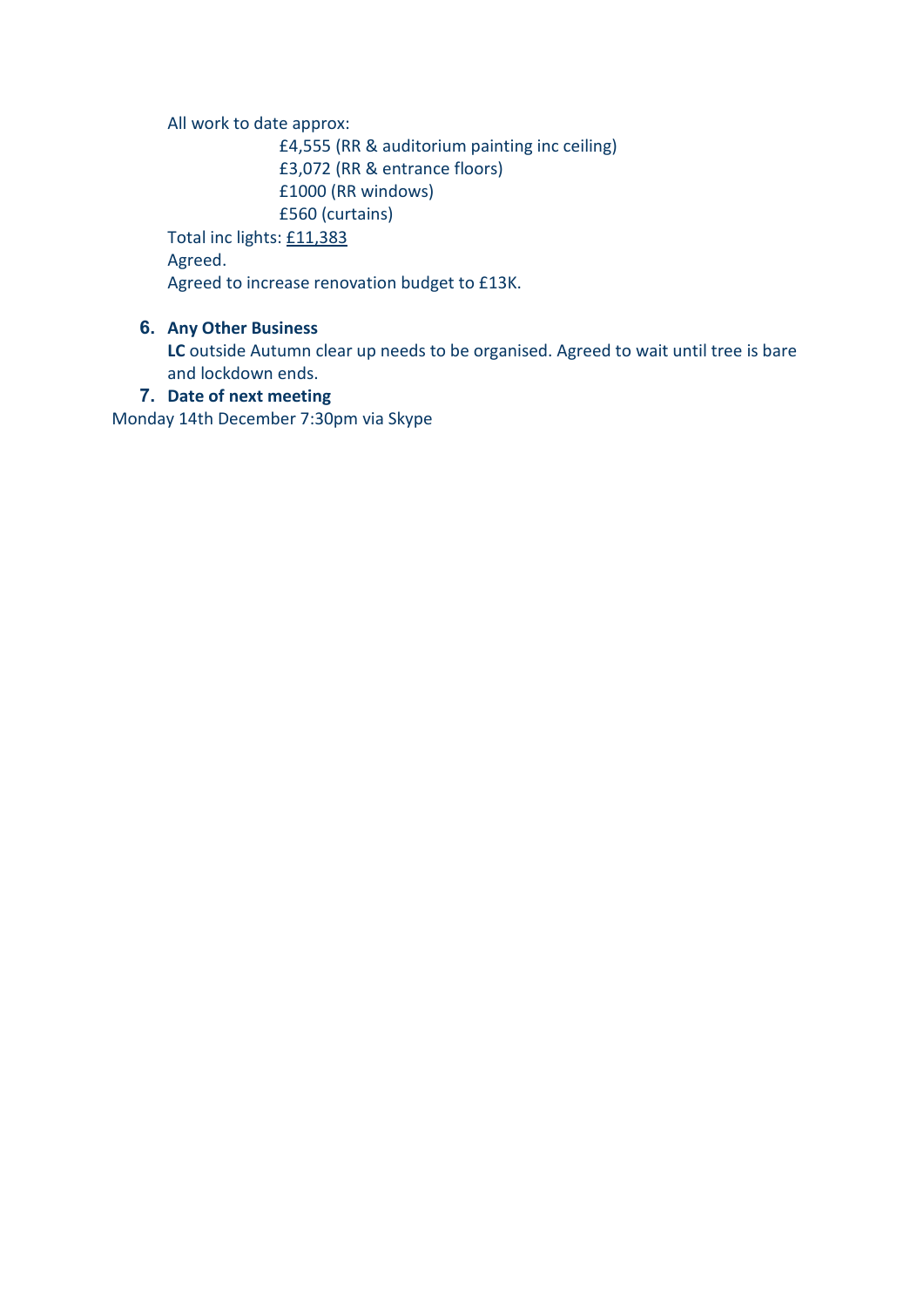All work to date approx:

£4,555 (RR & auditorium painting inc ceiling)
£3,072 (RR & entrance floors)
£1000 (RR windows)
£560 (curtains)

Total inc lights: £11,383
Agreed.
Agreed to increase renovation budget to £13K.

6. **Any Other Business**
   **LC** outside Autumn clear up needs to be organised. Agreed to wait until tree is bare and lockdown ends.
7. **Date of next meeting**

Monday 14th December 7:30pm via Skype